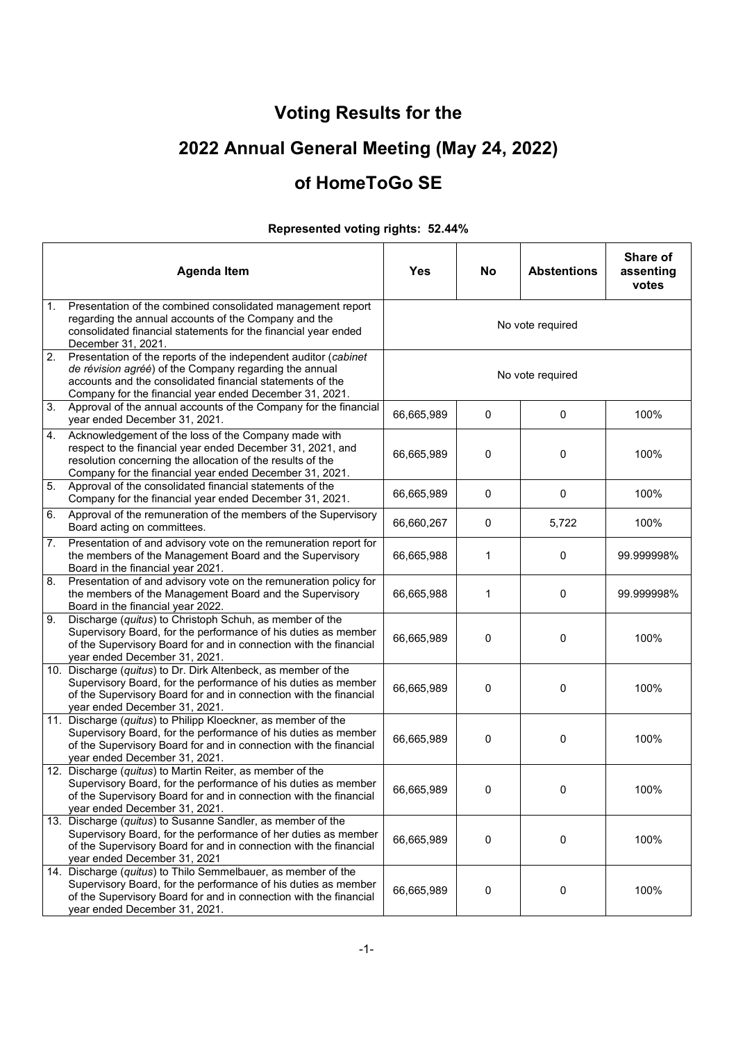# Voting Results for the

# 2022 Annual General Meeting (May 24, 2022)

# of HomeToGo SE

**Represented voting rights: 52.44%**

| Agenda Item | Yes | No | Abstentions | Share of assenting votes |
|---|---|---|---|---|
| 1. Presentation of the combined consolidated management report regarding the annual accounts of the Company and the consolidated financial statements for the financial year ended December 31, 2021. | No vote required | | | |
| 2. Presentation of the reports of the independent auditor (*cabinet de révision agréé*) of the Company regarding the annual accounts and the consolidated financial statements of the Company for the financial year ended December 31, 2021. | No vote required | | | |
| 3. Approval of the annual accounts of the Company for the financial year ended December 31, 2021. | 66,665,989 | 0 | 0 | 100% |
| 4. Acknowledgement of the loss of the Company made with respect to the financial year ended December 31, 2021, and resolution concerning the allocation of the results of the Company for the financial year ended December 31, 2021. | 66,665,989 | 0 | 0 | 100% |
| 5. Approval of the consolidated financial statements of the Company for the financial year ended December 31, 2021. | 66,665,989 | 0 | 0 | 100% |
| 6. Approval of the remuneration of the members of the Supervisory Board acting on committees. | 66,660,267 | 0 | 5,722 | 100% |
| 7. Presentation of and advisory vote on the remuneration report for the members of the Management Board and the Supervisory Board in the financial year 2021. | 66,665,988 | 1 | 0 | 99.999998% |
| 8. Presentation of and advisory vote on the remuneration policy for the members of the Management Board and the Supervisory Board in the financial year 2022. | 66,665,988 | 1 | 0 | 99.999998% |
| 9. Discharge (*quitus*) to Christoph Schuh, as member of the Supervisory Board, for the performance of his duties as member of the Supervisory Board for and in connection with the financial year ended December 31, 2021. | 66,665,989 | 0 | 0 | 100% |
| 10. Discharge (*quitus*) to Dr. Dirk Altenbeck, as member of the Supervisory Board, for the performance of his duties as member of the Supervisory Board for and in connection with the financial year ended December 31, 2021. | 66,665,989 | 0 | 0 | 100% |
| 11. Discharge (*quitus*) to Philipp Kloeckner, as member of the Supervisory Board, for the performance of his duties as member of the Supervisory Board for and in connection with the financial year ended December 31, 2021. | 66,665,989 | 0 | 0 | 100% |
| 12. Discharge (*quitus*) to Martin Reiter, as member of the Supervisory Board, for the performance of his duties as member of the Supervisory Board for and in connection with the financial year ended December 31, 2021. | 66,665,989 | 0 | 0 | 100% |
| 13. Discharge (*quitus*) to Susanne Sandler, as member of the Supervisory Board, for the performance of her duties as member of the Supervisory Board for and in connection with the financial year ended December 31, 2021 | 66,665,989 | 0 | 0 | 100% |
| 14. Discharge (*quitus*) to Thilo Semmelbauer, as member of the Supervisory Board, for the performance of his duties as member of the Supervisory Board for and in connection with the financial year ended December 31, 2021. | 66,665,989 | 0 | 0 | 100% |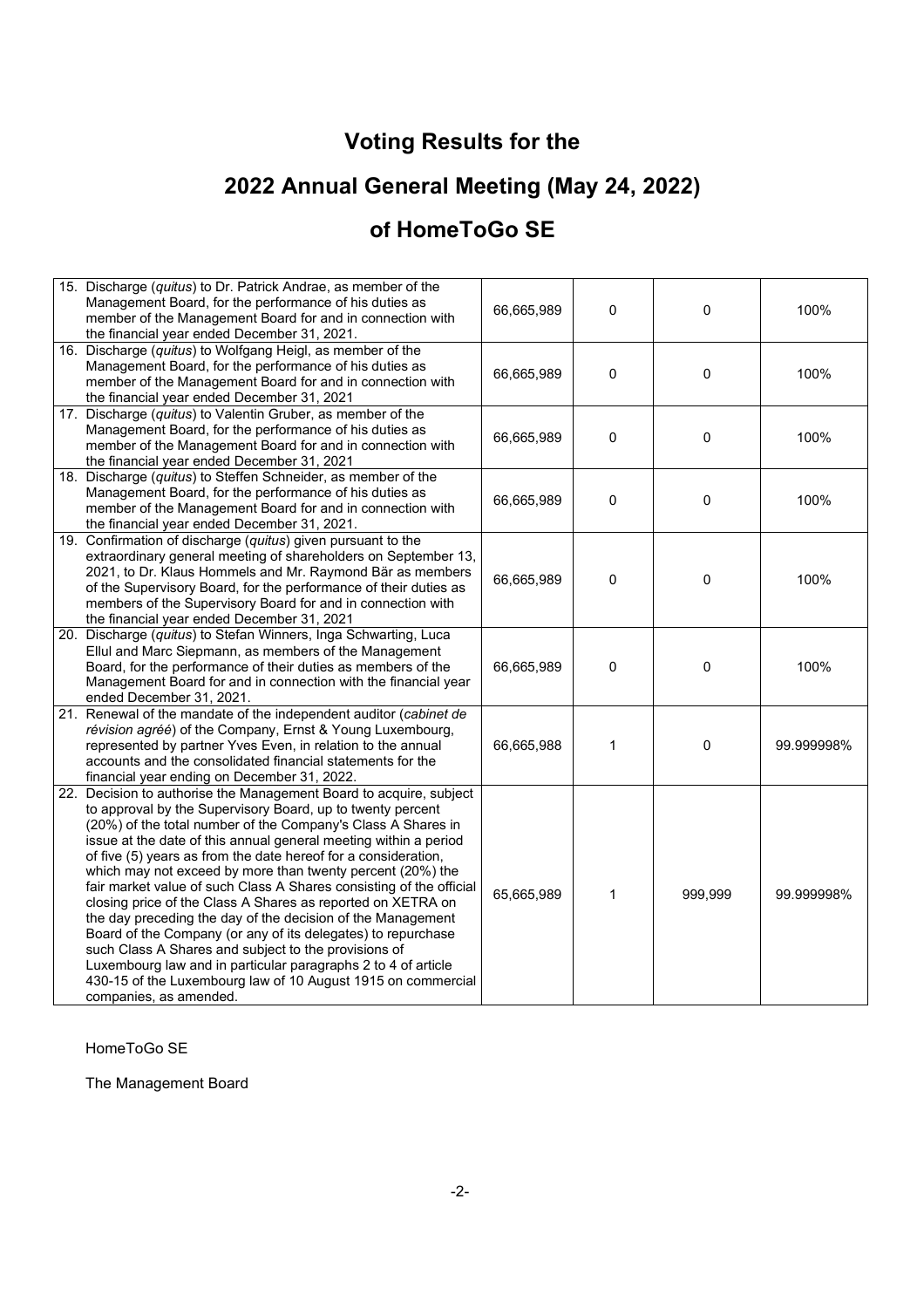# Voting Results for the

# 2022 Annual General Meeting (May 24, 2022)

# of HomeToGo SE

| | | | | |
|---|---|---|---|---|
| 15. Discharge (*quitus*) to Dr. Patrick Andrae, as member of the Management Board, for the performance of his duties as member of the Management Board for and in connection with the financial year ended December 31, 2021. | 66,665,989 | 0 | 0 | 100% |
| 16. Discharge (*quitus*) to Wolfgang Heigl, as member of the Management Board, for the performance of his duties as member of the Management Board for and in connection with the financial year ended December 31, 2021 | 66,665,989 | 0 | 0 | 100% |
| 17. Discharge (*quitus*) to Valentin Gruber, as member of the Management Board, for the performance of his duties as member of the Management Board for and in connection with the financial year ended December 31, 2021 | 66,665,989 | 0 | 0 | 100% |
| 18. Discharge (*quitus*) to Steffen Schneider, as member of the Management Board, for the performance of his duties as member of the Management Board for and in connection with the financial year ended December 31, 2021. | 66,665,989 | 0 | 0 | 100% |
| 19. Confirmation of discharge (*quitus*) given pursuant to the extraordinary general meeting of shareholders on September 13, 2021, to Dr. Klaus Hommels and Mr. Raymond Bär as members of the Supervisory Board, for the performance of their duties as members of the Supervisory Board for and in connection with the financial year ended December 31, 2021 | 66,665,989 | 0 | 0 | 100% |
| 20. Discharge (*quitus*) to Stefan Winners, Inga Schwarting, Luca Ellul and Marc Siepmann, as members of the Management Board, for the performance of their duties as members of the Management Board for and in connection with the financial year ended December 31, 2021. | 66,665,989 | 0 | 0 | 100% |
| 21. Renewal of the mandate of the independent auditor (*cabinet de révision agréé*) of the Company, Ernst & Young Luxembourg, represented by partner Yves Even, in relation to the annual accounts and the consolidated financial statements for the financial year ending on December 31, 2022. | 66,665,988 | 1 | 0 | 99.999998% |
| 22. Decision to authorise the Management Board to acquire, subject to approval by the Supervisory Board, up to twenty percent (20%) of the total number of the Company's Class A Shares in issue at the date of this annual general meeting within a period of five (5) years as from the date hereof for a consideration, which may not exceed by more than twenty percent (20%) the fair market value of such Class A Shares consisting of the official closing price of the Class A Shares as reported on XETRA on the day preceding the day of the decision of the Management Board of the Company (or any of its delegates) to repurchase such Class A Shares and subject to the provisions of Luxembourg law and in particular paragraphs 2 to 4 of article 430-15 of the Luxembourg law of 10 August 1915 on commercial companies, as amended. | 65,665,989 | 1 | 999,999 | 99.999998% |

HomeToGo SE

The Management Board